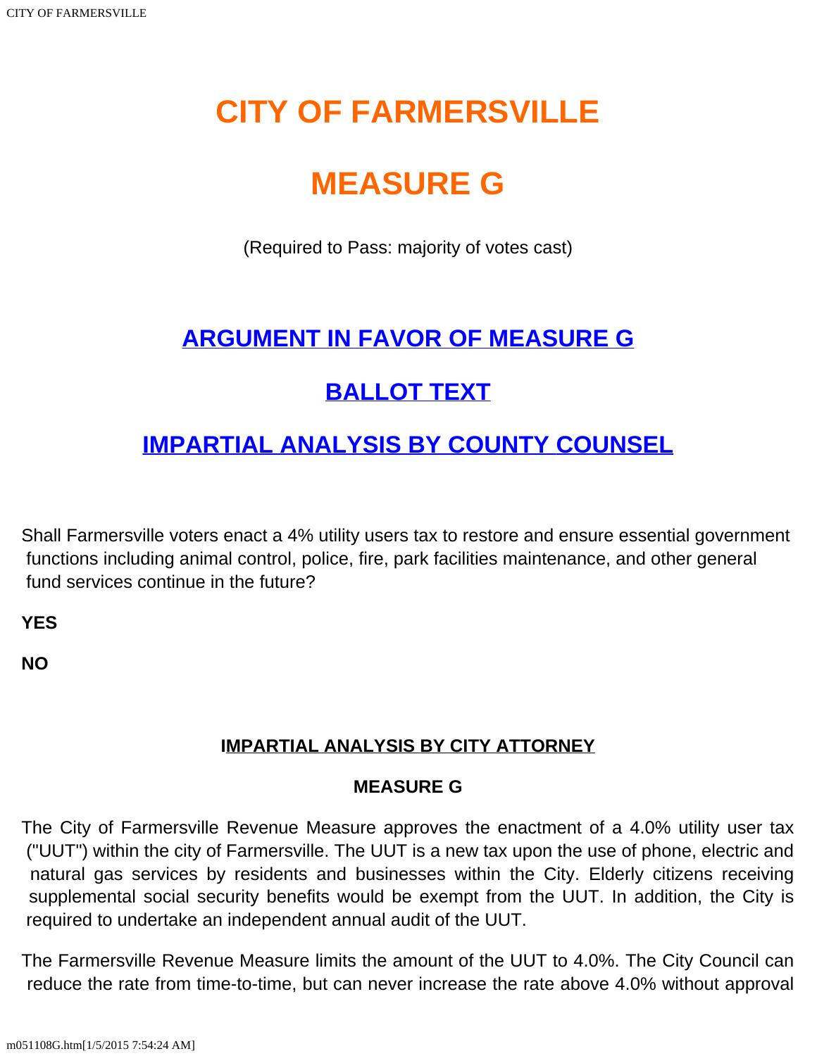# CITY OF FARMERSVILLE

# MEASURE G

(Required to Pass: majority of votes cast)

## ARGUMENT IN FAVOR OF MEASURE G

## BALLOT TEXT

## IMPARTIAL ANALYSIS BY COUNTY COUNSEL

Shall Farmersville voters enact a 4% utility users tax to restore and ensure essential government functions including animal control, police, fire, park facilities maintenance, and other general fund services continue in the future?

**YES**

**NO**

### IMPARTIAL ANALYSIS BY CITY ATTORNEY

### MEASURE G

The City of Farmersville Revenue Measure approves the enactment of a 4.0% utility user tax ("UUT") within the city of Farmersville. The UUT is a new tax upon the use of phone, electric and natural gas services by residents and businesses within the City. Elderly citizens receiving supplemental social security benefits would be exempt from the UUT. In addition, the City is required to undertake an independent annual audit of the UUT.

The Farmersville Revenue Measure limits the amount of the UUT to 4.0%. The City Council can reduce the rate from time-to-time, but can never increase the rate above 4.0% without approval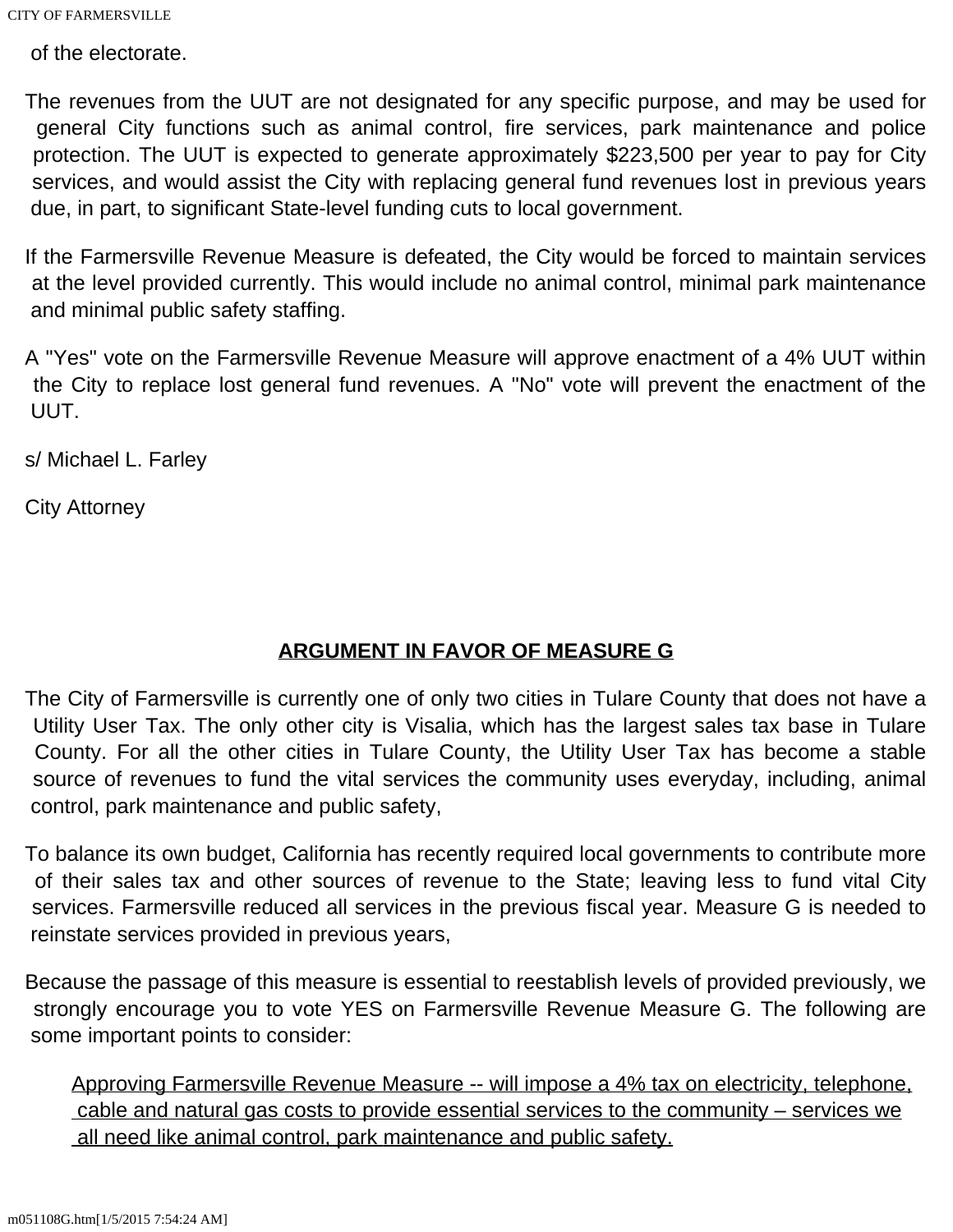of the electorate.

The revenues from the UUT are not designated for any specific purpose, and may be used for general City functions such as animal control, fire services, park maintenance and police protection. The UUT is expected to generate approximately $223,500 per year to pay for City services, and would assist the City with replacing general fund revenues lost in previous years due, in part, to significant State-level funding cuts to local government.

If the Farmersville Revenue Measure is defeated, the City would be forced to maintain services at the level provided currently. This would include no animal control, minimal park maintenance and minimal public safety staffing.

A "Yes" vote on the Farmersville Revenue Measure will approve enactment of a 4% UUT within the City to replace lost general fund revenues. A "No" vote will prevent the enactment of the UUT.

s/ Michael L. Farley

City Attorney

## ARGUMENT IN FAVOR OF MEASURE G

The City of Farmersville is currently one of only two cities in Tulare County that does not have a Utility User Tax. The only other city is Visalia, which has the largest sales tax base in Tulare County. For all the other cities in Tulare County, the Utility User Tax has become a stable source of revenues to fund the vital services the community uses everyday, including, animal control, park maintenance and public safety,

To balance its own budget, California has recently required local governments to contribute more of their sales tax and other sources of revenue to the State; leaving less to fund vital City services. Farmersville reduced all services in the previous fiscal year. Measure G is needed to reinstate services provided in previous years,

Because the passage of this measure is essential to reestablish levels of provided previously, we strongly encourage you to vote YES on Farmersville Revenue Measure G. The following are some important points to consider:

> <u>Approving Farmersville Revenue Measure -- will impose a 4% tax on electricity, telephone, cable and natural gas costs to provide essential services to the community – services we all need like animal control, park maintenance and public safety.</u>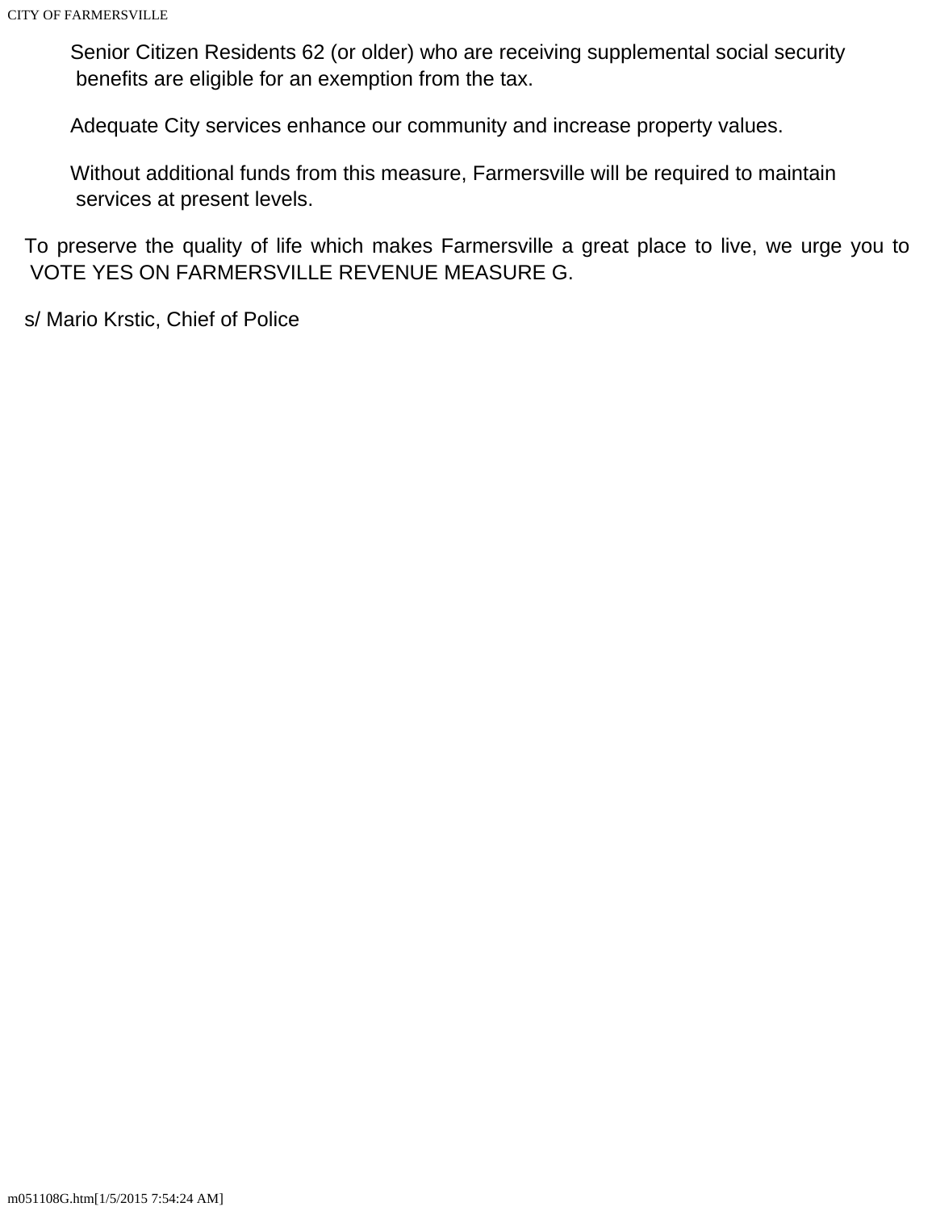Senior Citizen Residents 62 (or older) who are receiving supplemental social security benefits are eligible for an exemption from the tax.

Adequate City services enhance our community and increase property values.

Without additional funds from this measure, Farmersville will be required to maintain services at present levels.

To preserve the quality of life which makes Farmersville a great place to live, we urge you to VOTE YES ON FARMERSVILLE REVENUE MEASURE G.

s/ Mario Krstic, Chief of Police